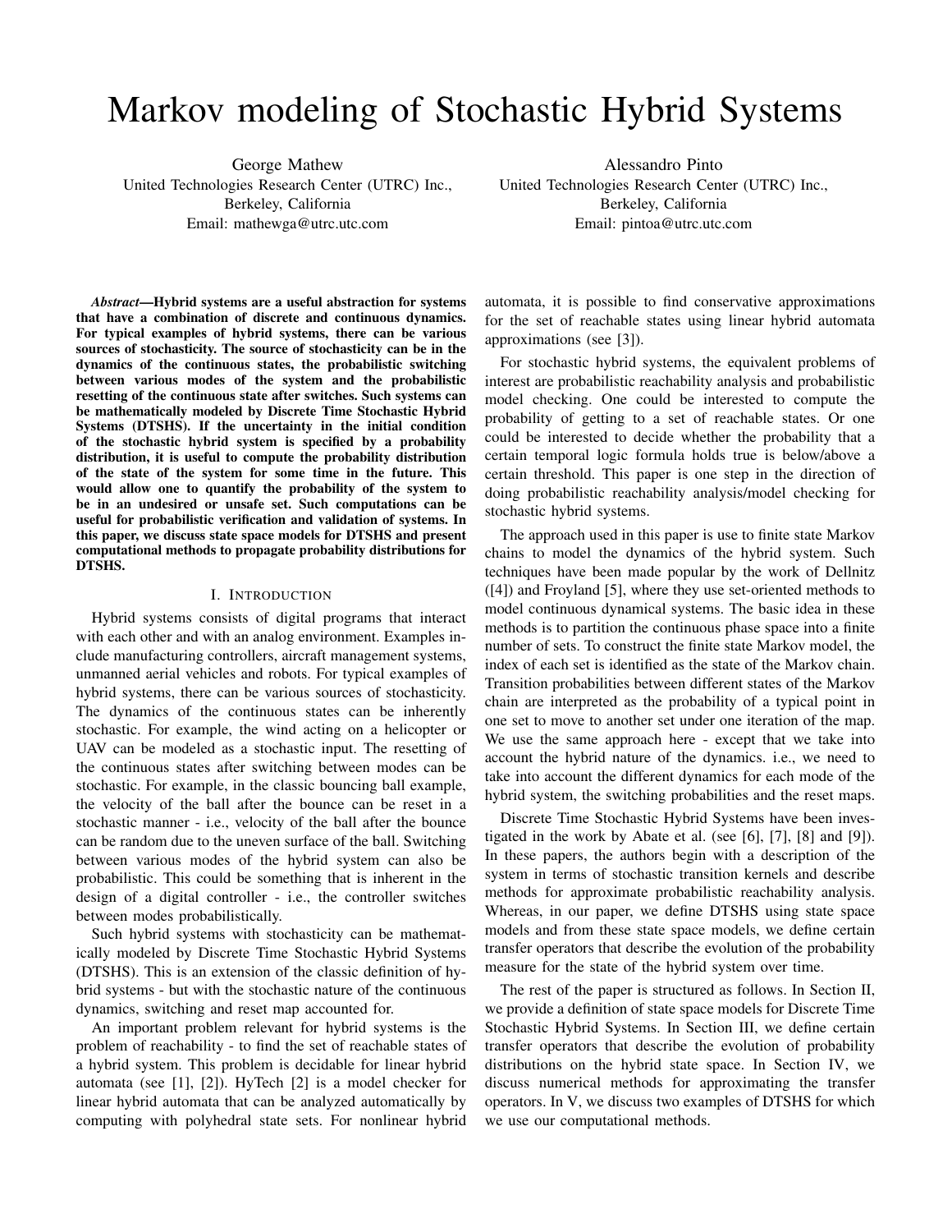# Markov modeling of Stochastic Hybrid Systems

George Mathew
United Technologies Research Center (UTRC) Inc.,
Berkeley, California
Email: mathewga@utrc.utc.com

Alessandro Pinto
United Technologies Research Center (UTRC) Inc.,
Berkeley, California
Email: pintoa@utrc.utc.com

***Abstract*—Hybrid systems are a useful abstraction for systems that have a combination of discrete and continuous dynamics. For typical examples of hybrid systems, there can be various sources of stochasticity. The source of stochasticity can be in the dynamics of the continuous states, the probabilistic switching between various modes of the system and the probabilistic resetting of the continuous state after switches. Such systems can be mathematically modeled by Discrete Time Stochastic Hybrid Systems (DTSHS). If the uncertainty in the initial condition of the stochastic hybrid system is specified by a probability distribution, it is useful to compute the probability distribution of the state of the system for some time in the future. This would allow one to quantify the probability of the system to be in an undesired or unsafe set. Such computations can be useful for probabilistic verification and validation of systems. In this paper, we discuss state space models for DTSHS and present computational methods to propagate probability distributions for DTSHS.**

## I. Introduction

Hybrid systems consists of digital programs that interact with each other and with an analog environment. Examples include manufacturing controllers, aircraft management systems, unmanned aerial vehicles and robots. For typical examples of hybrid systems, there can be various sources of stochasticity. The dynamics of the continuous states can be inherently stochastic. For example, the wind acting on a helicopter or UAV can be modeled as a stochastic input. The resetting of the continuous states after switching between modes can be stochastic. For example, in the classic bouncing ball example, the velocity of the ball after the bounce can be reset in a stochastic manner - i.e., velocity of the ball after the bounce can be random due to the uneven surface of the ball. Switching between various modes of the hybrid system can also be probabilistic. This could be something that is inherent in the design of a digital controller - i.e., the controller switches between modes probabilistically.

Such hybrid systems with stochasticity can be mathematically modeled by Discrete Time Stochastic Hybrid Systems (DTSHS). This is an extension of the classic definition of hybrid systems - but with the stochastic nature of the continuous dynamics, switching and reset map accounted for.

An important problem relevant for hybrid systems is the problem of reachability - to find the set of reachable states of a hybrid system. This problem is decidable for linear hybrid automata (see [1], [2]). HyTech [2] is a model checker for linear hybrid automata that can be analyzed automatically by computing with polyhedral state sets. For nonlinear hybrid automata, it is possible to find conservative approximations for the set of reachable states using linear hybrid automata approximations (see [3]).

For stochastic hybrid systems, the equivalent problems of interest are probabilistic reachability analysis and probabilistic model checking. One could be interested to compute the probability of getting to a set of reachable states. Or one could be interested to decide whether the probability that a certain temporal logic formula holds true is below/above a certain threshold. This paper is one step in the direction of doing probabilistic reachability analysis/model checking for stochastic hybrid systems.

The approach used in this paper is use to finite state Markov chains to model the dynamics of the hybrid system. Such techniques have been made popular by the work of Dellnitz ([4]) and Froyland [5], where they use set-oriented methods to model continuous dynamical systems. The basic idea in these methods is to partition the continuous phase space into a finite number of sets. To construct the finite state Markov model, the index of each set is identified as the state of the Markov chain. Transition probabilities between different states of the Markov chain are interpreted as the probability of a typical point in one set to move to another set under one iteration of the map. We use the same approach here - except that we take into account the hybrid nature of the dynamics. i.e., we need to take into account the different dynamics for each mode of the hybrid system, the switching probabilities and the reset maps.

Discrete Time Stochastic Hybrid Systems have been investigated in the work by Abate et al. (see [6], [7], [8] and [9]). In these papers, the authors begin with a description of the system in terms of stochastic transition kernels and describe methods for approximate probabilistic reachability analysis. Whereas, in our paper, we define DTSHS using state space models and from these state space models, we define certain transfer operators that describe the evolution of the probability measure for the state of the hybrid system over time.

The rest of the paper is structured as follows. In Section II, we provide a definition of state space models for Discrete Time Stochastic Hybrid Systems. In Section III, we define certain transfer operators that describe the evolution of probability distributions on the hybrid state space. In Section IV, we discuss numerical methods for approximating the transfer operators. In V, we discuss two examples of DTSHS for which we use our computational methods.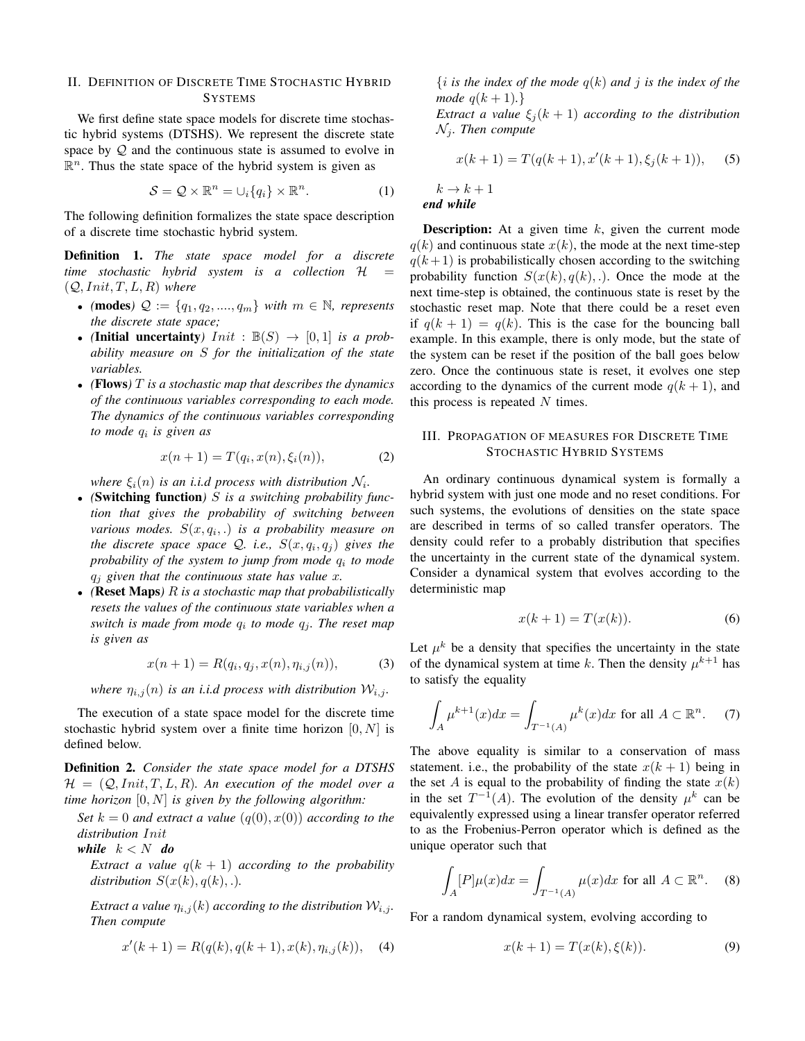## II. Definition of Discrete Time Stochastic Hybrid Systems

We first define state space models for discrete time stochastic hybrid systems (DTSHS). We represent the discrete state space by $\mathcal{Q}$ and the continuous state is assumed to evolve in $\mathbb{R}^n$. Thus the state space of the hybrid system is given as

$$\mathcal{S} = \mathcal{Q} \times \mathbb{R}^n = \cup_i \{q_i\} \times \mathbb{R}^n. \quad (1)$$

The following definition formalizes the state space description of a discrete time stochastic hybrid system.

**Definition 1.** *The state space model for a discrete time stochastic hybrid system is a collection $\mathcal{H} = (\mathcal{Q}, Init, T, L, R)$ where*

- *(**modes**) $\mathcal{Q} := \{q_1, q_2, ...., q_m\}$ with $m \in \mathbb{N}$, represents the discrete state space;*
- *(**Initial uncertainty**) $Init : \mathbb{B}(S) \rightarrow [0, 1]$ is a probability measure on $S$ for the initialization of the state variables.*
- *(**Flows**) $T$ is a stochastic map that describes the dynamics of the continuous variables corresponding to each mode. The dynamics of the continuous variables corresponding to mode $q_i$ is given as*

$$x(n+1) = T(q_i, x(n), \xi_i(n)), \quad (2)$$

*where $\xi_i(n)$ is an i.i.d process with distribution $\mathcal{N}_i$.*

- *(**Switching function**) $S$ is a switching probability function that gives the probability of switching between various modes. $S(x, q_i, .)$ is a probability measure on the discrete space space $\mathcal{Q}$. i.e., $S(x, q_i, q_j)$ gives the probability of the system to jump from mode $q_i$ to mode $q_j$ given that the continuous state has value $x$.*
- *(**Reset Maps**) $R$ is a stochastic map that probabilistically resets the values of the continuous state variables when a switch is made from mode $q_i$ to mode $q_j$. The reset map is given as*

$$x(n+1) = R(q_i, q_j, x(n), \eta_{i,j}(n)), \quad (3)$$

*where $\eta_{i,j}(n)$ is an i.i.d process with distribution $\mathcal{W}_{i,j}$.*

The execution of a state space model for the discrete time stochastic hybrid system over a finite time horizon $[0, N]$ is defined below.

**Definition 2.** *Consider the state space model for a DTSHS $\mathcal{H} = (\mathcal{Q}, Init, T, L, R)$. An execution of the model over a time horizon $[0, N]$ is given by the following algorithm:*

*Set $k = 0$ and extract a value $(q(0), x(0))$ according to the distribution $Init$*

***while** $k < N$ **do***

*Extract a value $q(k+1)$ according to the probability distribution $S(x(k), q(k), .)$.*

*Extract a value $\eta_{i,j}(k)$ according to the distribution $\mathcal{W}_{i,j}$. Then compute*

$$x'(k+1) = R(q(k), q(k+1), x(k), \eta_{i,j}(k)), \quad (4)$$

*$\{i$ is the index of the mode $q(k)$ and $j$ is the index of the mode $q(k+1).\}$*

*Extract a value $\xi_j(k+1)$ according to the distribution $\mathcal{N}_j$. Then compute*

$$x(k+1) = T(q(k+1), x'(k+1), \xi_j(k+1)), \quad (5)$$

*$k \rightarrow k+1$*

***end while***

**Description:** At a given time $k$, given the current mode $q(k)$ and continuous state $x(k)$, the mode at the next time-step $q(k+1)$ is probabilistically chosen according to the switching probability function $S(x(k), q(k), .)$. Once the mode at the next time-step is obtained, the continuous state is reset by the stochastic reset map. Note that there could be a reset even if $q(k+1) = q(k)$. This is the case for the bouncing ball example. In this example, there is only mode, but the state of the system can be reset if the position of the ball goes below zero. Once the continuous state is reset, it evolves one step according to the dynamics of the current mode $q(k+1)$, and this process is repeated $N$ times.

## III. Propagation of Measures for Discrete Time Stochastic Hybrid Systems

An ordinary continuous dynamical system is formally a hybrid system with just one mode and no reset conditions. For such systems, the evolutions of densities on the state space are described in terms of so called transfer operators. The density could refer to a probably distribution that specifies the uncertainty in the current state of the dynamical system. Consider a dynamical system that evolves according to the deterministic map

$$x(k+1) = T(x(k)). \quad (6)$$

Let $\mu^k$ be a density that specifies the uncertainty in the state of the dynamical system at time $k$. Then the density $\mu^{k+1}$ has to satisfy the equality

$$\int_A \mu^{k+1}(x)dx = \int_{T^{-1}(A)} \mu^k(x)dx \text{ for all } A \subset \mathbb{R}^n. \quad (7)$$

The above equality is similar to a conservation of mass statement. i.e., the probability of the state $x(k+1)$ being in the set $A$ is equal to the probability of finding the state $x(k)$ in the set $T^{-1}(A)$. The evolution of the density $\mu^k$ can be equivalently expressed using a linear transfer operator referred to as the Frobenius-Perron operator which is defined as the unique operator such that

$$\int_A [P]\mu(x)dx = \int_{T^{-1}(A)} \mu(x)dx \text{ for all } A \subset \mathbb{R}^n. \quad (8)$$

For a random dynamical system, evolving according to

$$x(k+1) = T(x(k), \xi(k)). \quad (9)$$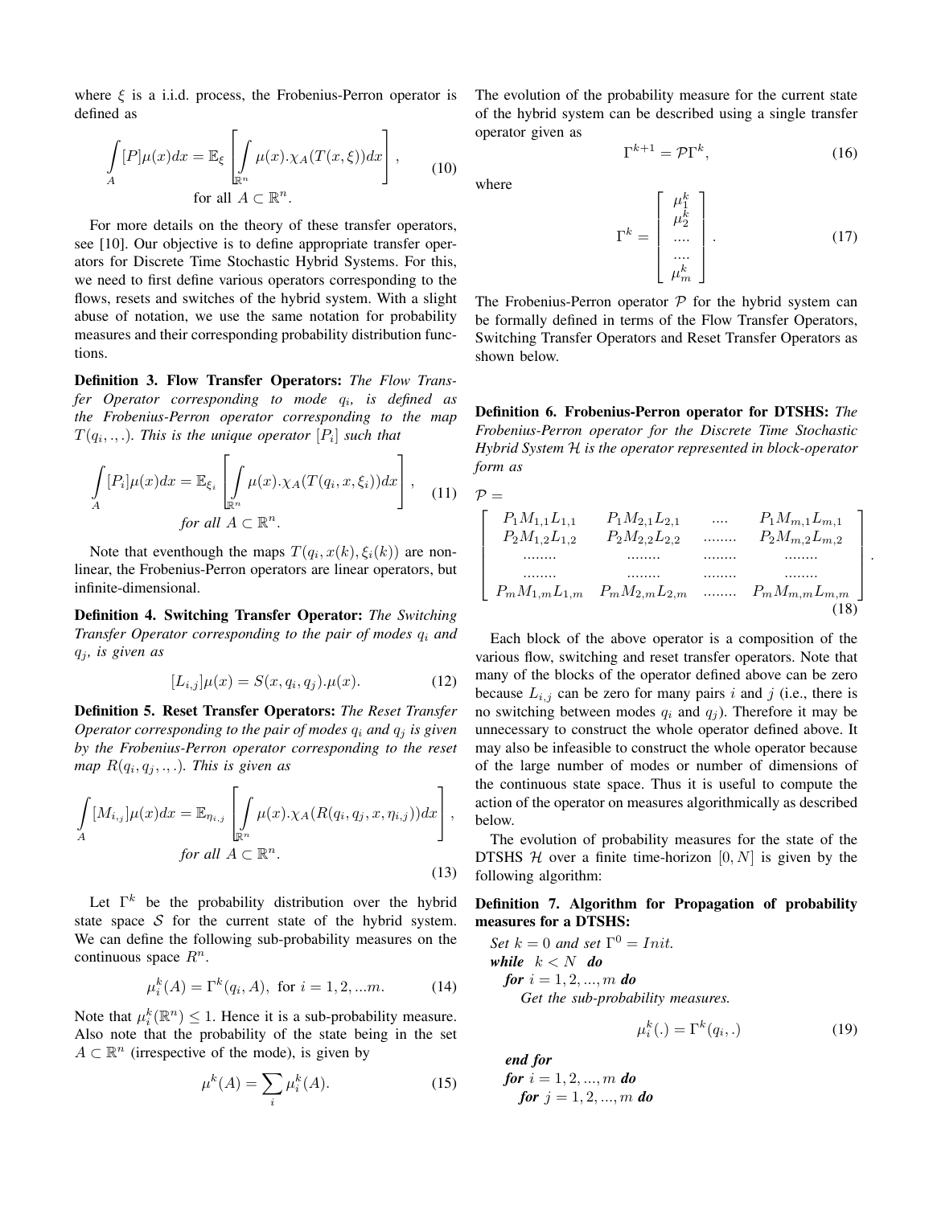where $\xi$ is a i.i.d. process, the Frobenius-Perron operator is defined as

$$\int_A [P]\mu(x)dx = \mathbb{E}_\xi \left[ \int_{\mathbb{R}^n} \mu(x).\chi_A(T(x,\xi))dx \right], \quad \text{for all } A \subset \mathbb{R}^n. \tag{10}$$

For more details on the theory of these transfer operators, see [10]. Our objective is to define appropriate transfer operators for Discrete Time Stochastic Hybrid Systems. For this, we need to first define various operators corresponding to the flows, resets and switches of the hybrid system. With a slight abuse of notation, we use the same notation for probability measures and their corresponding probability distribution functions.

**Definition 3. Flow Transfer Operators:** *The Flow Transfer Operator corresponding to mode $q_i$, is defined as the Frobenius-Perron operator corresponding to the map $T(q_i,.,.)$. This is the unique operator $[P_i]$ such that*

$$\int_A [P_i]\mu(x)dx = \mathbb{E}_{\xi_i} \left[ \int_{\mathbb{R}^n} \mu(x).\chi_A(T(q_i,x,\xi_i))dx \right], \quad \textit{for all } A \subset \mathbb{R}^n. \tag{11}$$

Note that eventhough the maps $T(q_i, x(k), \xi_i(k))$ are nonlinear, the Frobenius-Perron operators are linear operators, but infinite-dimensional.

**Definition 4. Switching Transfer Operator:** *The Switching Transfer Operator corresponding to the pair of modes $q_i$ and $q_j$, is given as*

$$[L_{i,j}]\mu(x) = S(x, q_i, q_j).\mu(x). \tag{12}$$

**Definition 5. Reset Transfer Operators:** *The Reset Transfer Operator corresponding to the pair of modes $q_i$ and $q_j$ is given by the Frobenius-Perron operator corresponding to the reset map $R(q_i, q_j,.,.)$. This is given as*

$$\int_A [M_{i,j}]\mu(x)dx = \mathbb{E}_{\eta_{i,j}} \left[ \int_{\mathbb{R}^n} \mu(x).\chi_A(R(q_i,q_j,x,\eta_{i,j}))dx \right], \quad \textit{for all } A \subset \mathbb{R}^n. \tag{13}$$

Let $\Gamma^k$ be the probability distribution over the hybrid state space $\mathcal{S}$ for the current state of the hybrid system. We can define the following sub-probability measures on the continuous space $R^n$.

$$\mu_i^k(A) = \Gamma^k(q_i, A), \text{ for } i = 1, 2, ...m. \tag{14}$$

Note that $\mu_i^k(\mathbb{R}^n) \leq 1$. Hence it is a sub-probability measure. Also note that the probability of the state being in the set $A \subset \mathbb{R}^n$ (irrespective of the mode), is given by

$$\mu^k(A) = \sum_i \mu_i^k(A). \tag{15}$$

The evolution of the probability measure for the current state of the hybrid system can be described using a single transfer operator given as

$$\Gamma^{k+1} = \mathcal{P}\Gamma^k, \tag{16}$$

where

$$\Gamma^k = \begin{bmatrix} \mu_1^k \\ \mu_2^k \\ .... \\ .... \\ \mu_m^k \end{bmatrix}. \tag{17}$$

The Frobenius-Perron operator $\mathcal{P}$ for the hybrid system can be formally defined in terms of the Flow Transfer Operators, Switching Transfer Operators and Reset Transfer Operators as shown below.

**Definition 6. Frobenius-Perron operator for DTSHS:** *The Frobenius-Perron operator for the Discrete Time Stochastic Hybrid System $\mathcal{H}$ is the operator represented in block-operator form as*

$$\mathcal{P} = \begin{bmatrix} P_1 M_{1,1} L_{1,1} & P_1 M_{2,1} L_{2,1} & .... & P_1 M_{m,1} L_{m,1} \\ P_2 M_{1,2} L_{1,2} & P_2 M_{2,2} L_{2,2} & ........ & P_2 M_{m,2} L_{m,2} \\ ........ & ........ & ........ & ........ \\ ........ & ........ & ........ & ........ \\ P_m M_{1,m} L_{1,m} & P_m M_{2,m} L_{2,m} & ........ & P_m M_{m,m} L_{m,m} \end{bmatrix}. \tag{18}$$

Each block of the above operator is a composition of the various flow, switching and reset transfer operators. Note that many of the blocks of the operator defined above can be zero because $L_{i,j}$ can be zero for many pairs $i$ and $j$ (i.e., there is no switching between modes $q_i$ and $q_j$). Therefore it may be unnecessary to construct the whole operator defined above. It may also be infeasible to construct the whole operator because of the large number of modes or number of dimensions of the continuous state space. Thus it is useful to compute the action of the operator on measures algorithmically as described below.

The evolution of probability measures for the state of the DTSHS $\mathcal{H}$ over a finite time-horizon $[0, N]$ is given by the following algorithm:

**Definition 7. Algorithm for Propagation of probability measures for a DTSHS:**

*Set $k = 0$ and set $\Gamma^0 = Init$.*
***while*** $k < N$ ***do***
  ***for*** $i = 1, 2, ..., m$ ***do***
    *Get the sub-probability measures.*

$$\mu_i^k(.) = \Gamma^k(q_i, .) \tag{19}$$

  ***end for***
  ***for*** $i = 1, 2, ..., m$ ***do***
    ***for*** $j = 1, 2, ..., m$ ***do***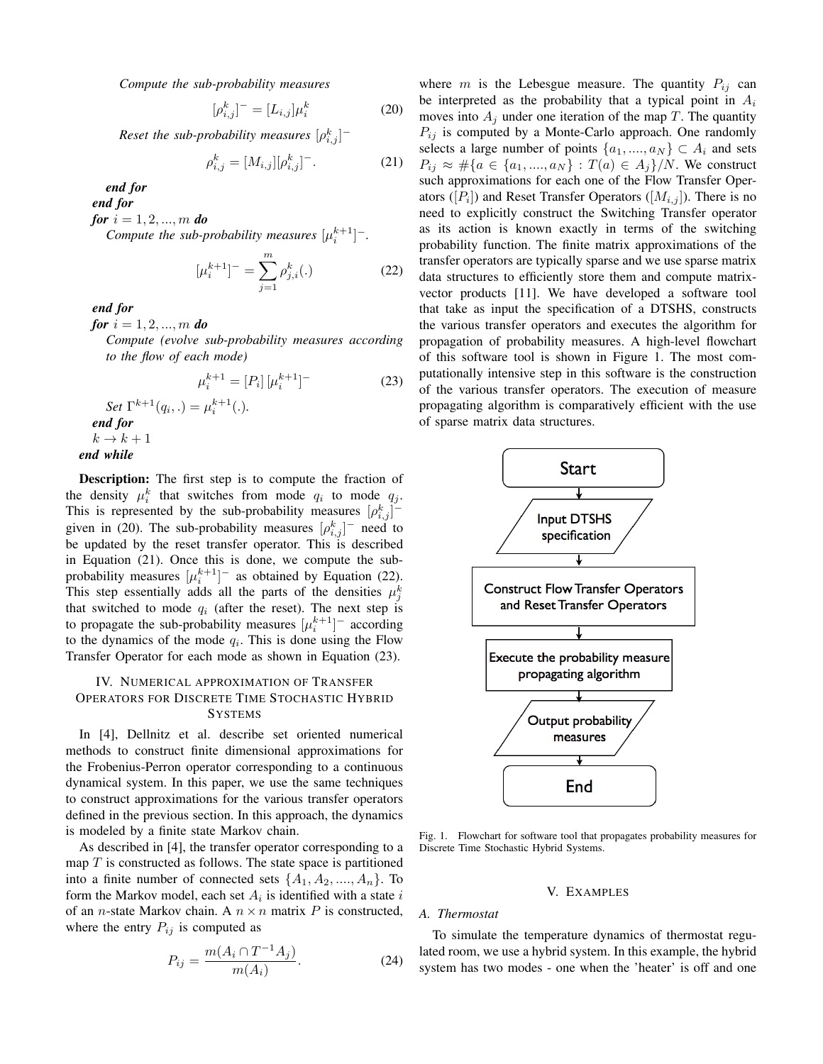*Compute the sub-probability measures*

$$[\rho_{i,j}^k]^- = [L_{i,j}]\mu_i^k \tag{20}$$

*Reset the sub-probability measures* $[\rho_{i,j}^k]^-$

$$\rho_{i,j}^k = [M_{i,j}][\rho_{i,j}^k]^-. \tag{21}$$

***end for***
***end for***
***for*** $i = 1, 2, ..., m$ ***do***
*Compute the sub-probability measures* $[\mu_i^{k+1}]^-$.

$$[\mu_i^{k+1}]^- = \sum_{j=1}^{m} \rho_{j,i}^k(.) \tag{22}$$

***end for***
***for*** $i = 1, 2, ..., m$ ***do***
*Compute (evolve sub-probability measures according to the flow of each mode)*

$$\mu_i^{k+1} = [P_i]\,[\mu_i^{k+1}]^- \tag{23}$$

*Set* $\Gamma^{k+1}(q_i, .) = \mu_i^{k+1}(.)$.
***end for***
$k \rightarrow k+1$
***end while***

**Description:** The first step is to compute the fraction of the density $\mu_i^k$ that switches from mode $q_i$ to mode $q_j$. This is represented by the sub-probability measures $[\rho_{i,j}^k]^-$ given in (20). The sub-probability measures $[\rho_{i,j}^k]^-$ need to be updated by the reset transfer operator. This is described in Equation (21). Once this is done, we compute the sub-probability measures $[\mu_i^{k+1}]^-$ as obtained by Equation (22). This step essentially adds all the parts of the densities $\mu_j^k$ that switched to mode $q_i$ (after the reset). The next step is to propagate the sub-probability measures $[\mu_i^{k+1}]^-$ according to the dynamics of the mode $q_i$. This is done using the Flow Transfer Operator for each mode as shown in Equation (23).

## IV. Numerical approximation of Transfer Operators for Discrete Time Stochastic Hybrid Systems

In [4], Dellnitz et al. describe set oriented numerical methods to construct finite dimensional approximations for the Frobenius-Perron operator corresponding to a continuous dynamical system. In this paper, we use the same techniques to construct approximations for the various transfer operators defined in the previous section. In this approach, the dynamics is modeled by a finite state Markov chain.

As described in [4], the transfer operator corresponding to a map $T$ is constructed as follows. The state space is partitioned into a finite number of connected sets $\{A_1, A_2, ...., A_n\}$. To form the Markov model, each set $A_i$ is identified with a state $i$ of an $n$-state Markov chain. A $n \times n$ matrix $P$ is constructed, where the entry $P_{ij}$ is computed as

$$P_{ij} = \frac{m(A_i \cap T^{-1}A_j)}{m(A_i)}. \tag{24}$$

where $m$ is the Lebesgue measure. The quantity $P_{ij}$ can be interpreted as the probability that a typical point in $A_i$ moves into $A_j$ under one iteration of the map $T$. The quantity $P_{ij}$ is computed by a Monte-Carlo approach. One randomly selects a large number of points $\{a_1, ...., a_N\} \subset A_i$ and sets $P_{ij} \approx \#\{a \in \{a_1, ...., a_N\} : T(a) \in A_j\}/N$. We construct such approximations for each one of the Flow Transfer Operators ($[P_i]$) and Reset Transfer Operators ($[M_{i,j}]$). There is no need to explicitly construct the Switching Transfer operator as its action is known exactly in terms of the switching probability function. The finite matrix approximations of the transfer operators are typically sparse and we use sparse matrix data structures to efficiently store them and compute matrix-vector products [11]. We have developed a software tool that take as input the specification of a DTSHS, constructs the various transfer operators and executes the algorithm for propagation of probability measures. A high-level flowchart of this software tool is shown in Figure 1. The most computationally intensive step in this software is the construction of the various transfer operators. The execution of measure propagating algorithm is comparatively efficient with the use of sparse matrix data structures.

Start → Input DTSHS specification → Construct Flow Transfer Operators and Reset Transfer Operators → Execute the probability measure propagating algorithm → Output probability measures → End

Fig. 1. Flowchart for software tool that propagates probability measures for Discrete Time Stochastic Hybrid Systems.

## V. Examples

### A. Thermostat

To simulate the temperature dynamics of thermostat regulated room, we use a hybrid system. In this example, the hybrid system has two modes - one when the 'heater' is off and one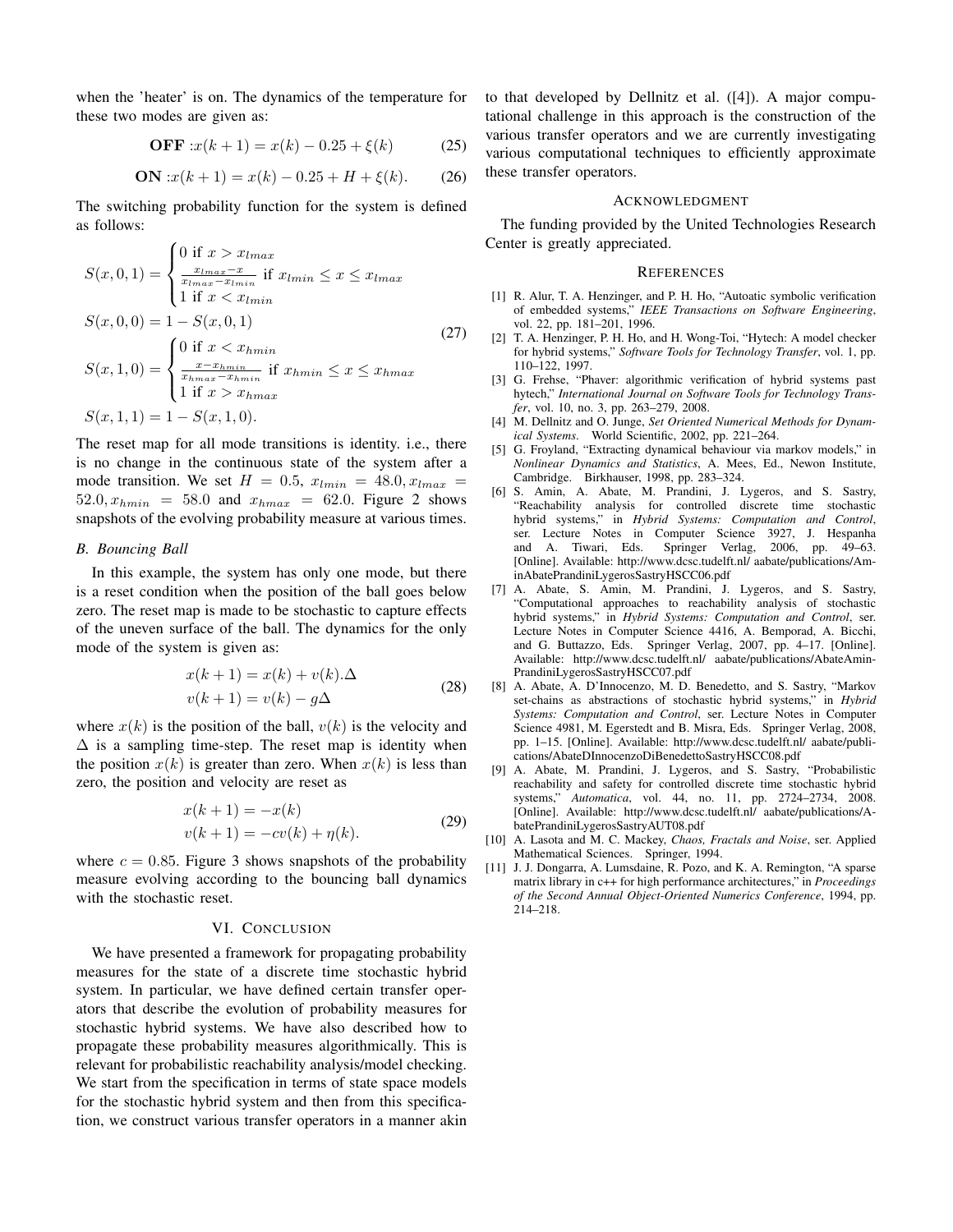when the 'heater' is on. The dynamics of the temperature for these two modes are given as:

$$\textbf{OFF}: x(k+1) = x(k) - 0.25 + \xi(k) \tag{25}$$

$$\textbf{ON}: x(k+1) = x(k) - 0.25 + H + \xi(k). \tag{26}$$

The switching probability function for the system is defined as follows:

$$
\begin{aligned}
S(x,0,1) &= \begin{cases} 0 \text{ if } x > x_{lmax} \\ \frac{x_{lmax}-x}{x_{lmax}-x_{lmin}} \text{ if } x_{lmin} \leq x \leq x_{lmax} \\ 1 \text{ if } x < x_{lmin} \end{cases} \\
S(x,0,0) &= 1 - S(x,0,1) \\
S(x,1,0) &= \begin{cases} 0 \text{ if } x < x_{hmin} \\ \frac{x-x_{hmin}}{x_{hmax}-x_{hmin}} \text{ if } x_{hmin} \leq x \leq x_{hmax} \\ 1 \text{ if } x > x_{hmax} \end{cases} \\
S(x,1,1) &= 1 - S(x,1,0).
\end{aligned} \tag{27}
$$

The reset map for all mode transitions is identity. i.e., there is no change in the continuous state of the system after a mode transition. We set $H = 0.5$, $x_{lmin} = 48.0, x_{lmax} = 52.0, x_{hmin} = 58.0$ and $x_{hmax} = 62.0$. Figure 2 shows snapshots of the evolving probability measure at various times.

### B. Bouncing Ball

In this example, the system has only one mode, but there is a reset condition when the position of the ball goes below zero. The reset map is made to be stochastic to capture effects of the uneven surface of the ball. The dynamics for the only mode of the system is given as:

$$
\begin{aligned}
x(k+1) &= x(k) + v(k).\Delta \\
v(k+1) &= v(k) - g\Delta
\end{aligned} \tag{28}
$$

where $x(k)$ is the position of the ball, $v(k)$ is the velocity and $\Delta$ is a sampling time-step. The reset map is identity when the position $x(k)$ is greater than zero. When $x(k)$ is less than zero, the position and velocity are reset as

$$
\begin{aligned}
x(k+1) &= -x(k) \\
v(k+1) &= -cv(k) + \eta(k).
\end{aligned} \tag{29}
$$

where $c = 0.85$. Figure 3 shows snapshots of the probability measure evolving according to the bouncing ball dynamics with the stochastic reset.

## VI. Conclusion

We have presented a framework for propagating probability measures for the state of a discrete time stochastic hybrid system. In particular, we have defined certain transfer operators that describe the evolution of probability measures for stochastic hybrid systems. We have also described how to propagate these probability measures algorithmically. This is relevant for probabilistic reachability analysis/model checking. We start from the specification in terms of state space models for the stochastic hybrid system and then from this specification, we construct various transfer operators in a manner akin to that developed by Dellnitz et al. ([4]). A major computational challenge in this approach is the construction of the various transfer operators and we are currently investigating various computational techniques to efficiently approximate these transfer operators.

## Acknowledgment

The funding provided by the United Technologies Research Center is greatly appreciated.

## References

[1] R. Alur, T. A. Henzinger, and P. H. Ho, "Autoatic symbolic verification of embedded systems," *IEEE Transactions on Software Engineering*, vol. 22, pp. 181–201, 1996.

[2] T. A. Henzinger, P. H. Ho, and H. Wong-Toi, "Hytech: A model checker for hybrid systems," *Software Tools for Technology Transfer*, vol. 1, pp. 110–122, 1997.

[3] G. Frehse, "Phaver: algorithmic verification of hybrid systems past hytech," *International Journal on Software Tools for Technology Transfer*, vol. 10, no. 3, pp. 263–279, 2008.

[4] M. Dellnitz and O. Junge, *Set Oriented Numerical Methods for Dynamical Systems*. World Scientific, 2002, pp. 221–264.

[5] G. Froyland, "Extracting dynamical behaviour via markov models," in *Nonlinear Dynamics and Statistics*, A. Mees, Ed., Newon Institute, Cambridge. Birkhauser, 1998, pp 283–324.

[6] S. Amin, A. Abate, M. Prandini, J. Lygeros, and S. Sastry, "Reachability analysis for controlled discrete time stochastic hybrid systems," in *Hybrid Systems: Computation and Control*, ser. Lecture Notes in Computer Science 3927, J. Hespanha and A. Tiwari, Eds. Springer Verlag, 2006, pp. 49–63. [Online]. Available: http://www.dcsc.tudelft.nl/ aabate/publications/AminAbatePrandiniLygerosSastryHSCC06.pdf

[7] A. Abate, S. Amin, M. Prandini, J. Lygeros, and S. Sastry, "Computational approaches to reachability analysis of stochastic hybrid systems," in *Hybrid Systems: Computation and Control*, ser. Lecture Notes in Computer Science 4416, A. Bemporad, A. Bicchi, and G. Buttazzo, Eds. Springer Verlag, 2007, pp. 4–17. [Online]. Available: http://www.dcsc.tudelft.nl/ aabate/publications/AbateAminPrandiniLygerosSastryHSCC07.pdf

[8] A. Abate, A. D'Innocenzo, M. D. Benedetto, and S. Sastry, "Markov set-chains as abstractions of stochastic hybrid systems," in *Hybrid Systems: Computation and Control*, ser. Lecture Notes in Computer Science 4981, M. Egerstedt and B. Misra, Eds. Springer Verlag, 2008, pp. 1–15. [Online]. Available: http://www.dcsc.tudelft.nl/ aabate/publications/AbateDInnocenzoDiBenedettoSastryHSCC08.pdf

[9] A. Abate, M. Prandini, J. Lygeros, and S. Sastry, "Probabilistic reachability and safety for controlled discrete time stochastic hybrid systems," *Automatica*, vol. 44, no. 11, pp. 2724–2734, 2008. [Online]. Available: http://www.dcsc.tudelft.nl/ aabate/publications/AbatePrandiniLygerosSastryAUT08.pdf

[10] A. Lasota and M. C. Mackey, *Chaos, Fractals and Noise*, ser. Applied Mathematical Sciences. Springer, 1994.

[11] J. J. Dongarra, A. Lumsdaine, R. Pozo, and K. A. Remington, "A sparse matrix library in c++ for high performance architectures," in *Proceedings of the Second Annual Object-Oriented Numerics Conference*, 1994, pp. 214–218.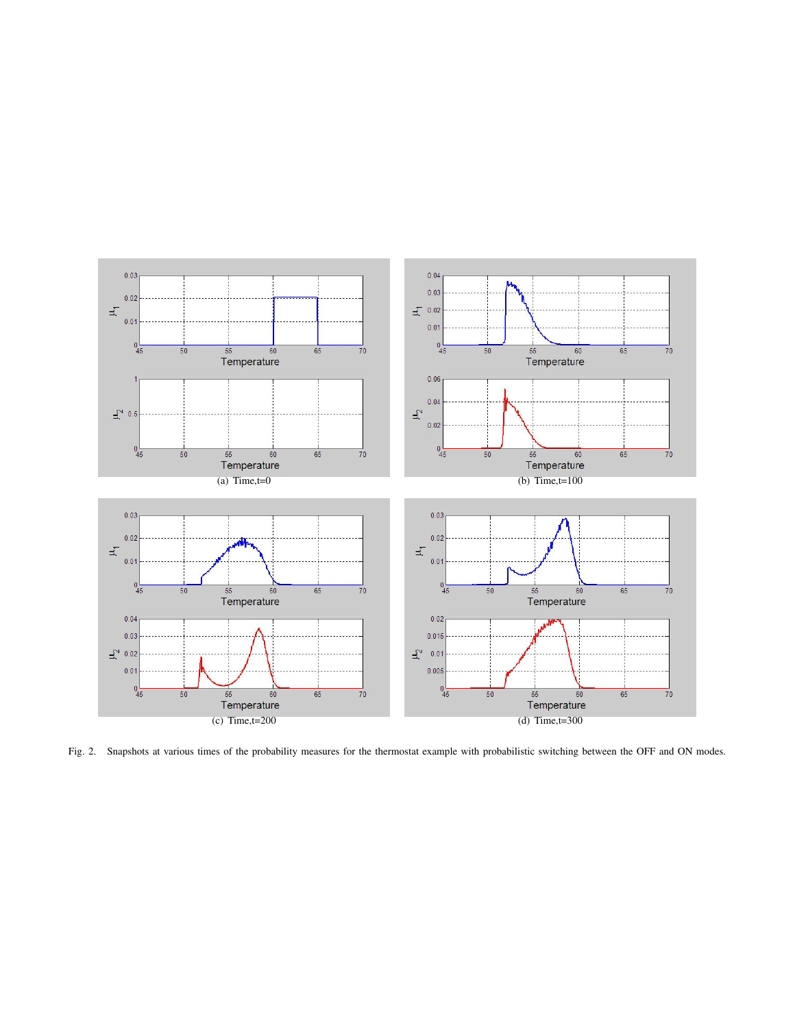(a) Time,t=0

(b) Time,t=100

(c) Time,t=200

(d) Time,t=300

Fig. 2. Snapshots at various times of the probability measures for the thermostat example with probabilistic switching between the OFF and ON modes.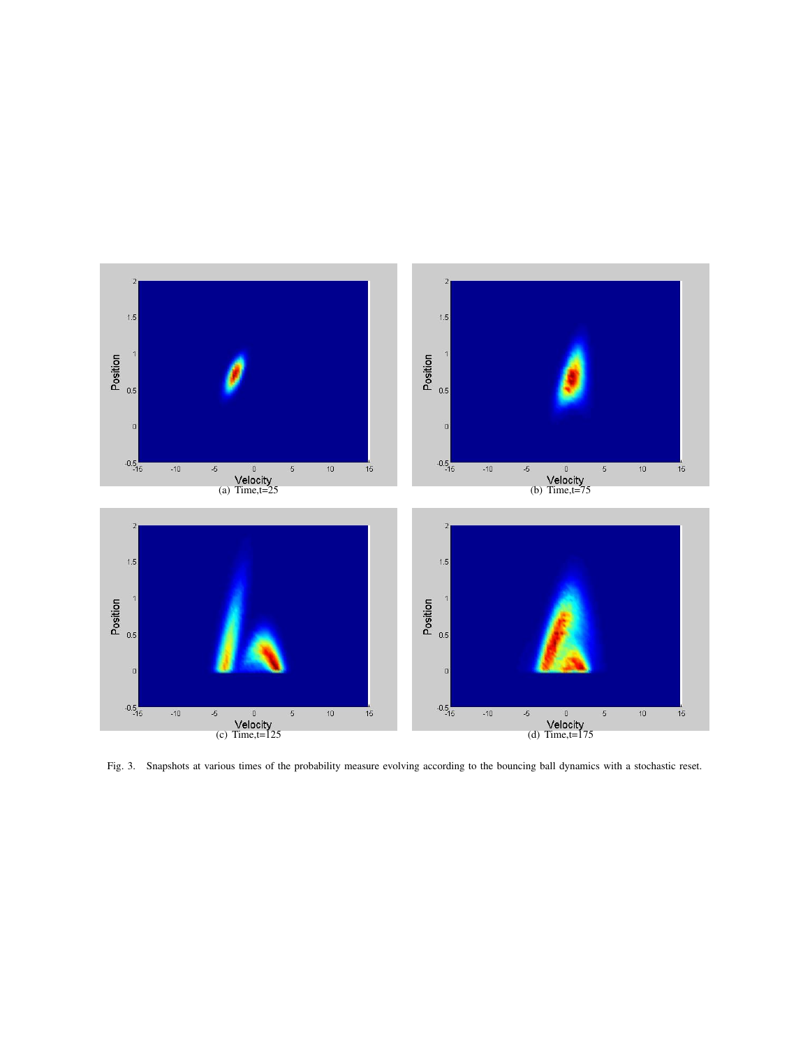2

1.5

1

0.5

0

-0.5

-15 -10 -5 0 5 10 15

Position

Velocity

(a) Time,t=25

2

1.5

1

0.5

0

-0.5

-15 -10 -5 0 5 10 15

Position

Velocity

(b) Time,t=75

2

1.5

1

0.5

0

-0.5

-15 -10 -5 0 5 10 15

Position

Velocity

(c) Time,t=125

2

1.5

1

0.5

0

-0.5

-15 -10 -5 0 5 10 15

Position

Velocity

(d) Time,t=175

Fig. 3. Snapshots at various times of the probability measure evolving according to the bouncing ball dynamics with a stochastic reset.